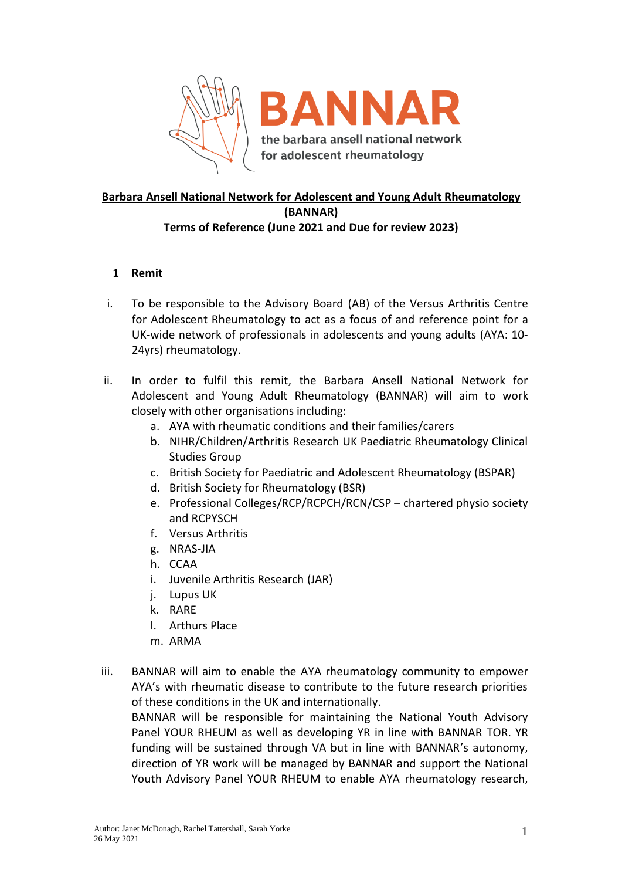**BANNAR**

the barbara ansell national network for adolescent rheumatology

# Barbara Ansell National Network for Adolescent and Young Adult Rheumatology (BANNAR)

## Terms of Reference (June 2021 and Due for review 2023)

### 1 Remit

i. To be responsible to the Advisory Board (AB) of the Versus Arthritis Centre for Adolescent Rheumatology to act as a focus of and reference point for a UK-wide network of professionals in adolescents and young adults (AYA: 10-24yrs) rheumatology.

ii. In order to fulfil this remit, the Barbara Ansell National Network for Adolescent and Young Adult Rheumatology (BANNAR) will aim to work closely with other organisations including:

   a. AYA with rheumatic conditions and their families/carers
   b. NIHR/Children/Arthritis Research UK Paediatric Rheumatology Clinical Studies Group
   c. British Society for Paediatric and Adolescent Rheumatology (BSPAR)
   d. British Society for Rheumatology (BSR)
   e. Professional Colleges/RCP/RCPCH/RCN/CSP – chartered physio society and RCPYSCH
   f. Versus Arthritis
   g. NRAS-JIA
   h. CCAA
   i. Juvenile Arthritis Research (JAR)
   j. Lupus UK
   k. RARE
   l. Arthurs Place
   m. ARMA

iii. BANNAR will aim to enable the AYA rheumatology community to empower AYA's with rheumatic disease to contribute to the future research priorities of these conditions in the UK and internationally.
BANNAR will be responsible for maintaining the National Youth Advisory Panel YOUR RHEUM as well as developing YR in line with BANNAR TOR. YR funding will be sustained through VA but in line with BANNAR's autonomy, direction of YR work will be managed by BANNAR and support the National Youth Advisory Panel YOUR RHEUM to enable AYA rheumatology research,

Author: Janet McDonagh, Rachel Tattershall, Sarah Yorke
26 May 2021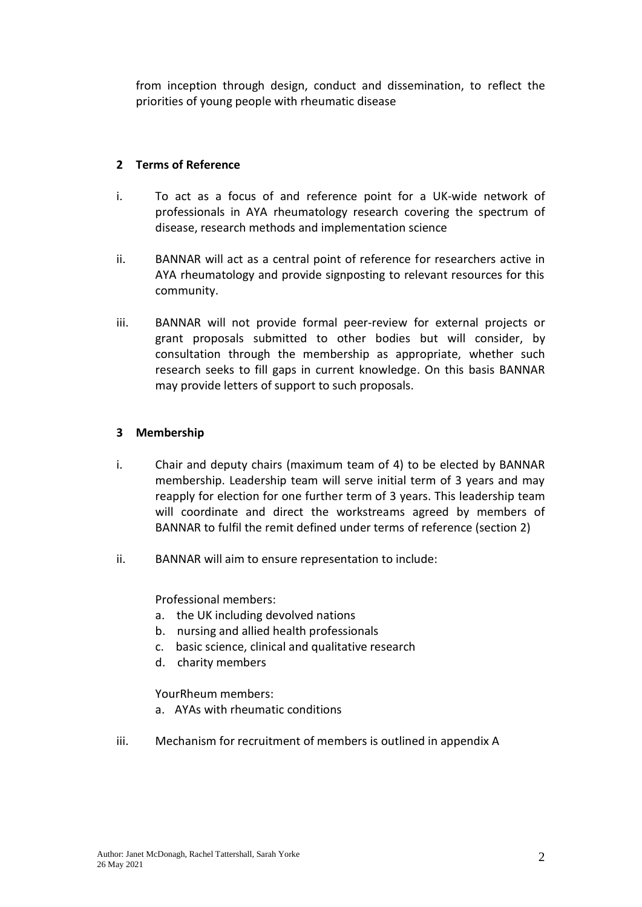from inception through design, conduct and dissemination, to reflect the priorities of young people with rheumatic disease

## 2 Terms of Reference

i. To act as a focus of and reference point for a UK-wide network of professionals in AYA rheumatology research covering the spectrum of disease, research methods and implementation science

ii. BANNAR will act as a central point of reference for researchers active in AYA rheumatology and provide signposting to relevant resources for this community.

iii. BANNAR will not provide formal peer-review for external projects or grant proposals submitted to other bodies but will consider, by consultation through the membership as appropriate, whether such research seeks to fill gaps in current knowledge. On this basis BANNAR may provide letters of support to such proposals.

## 3 Membership

i. Chair and deputy chairs (maximum team of 4) to be elected by BANNAR membership. Leadership team will serve initial term of 3 years and may reapply for election for one further term of 3 years. This leadership team will coordinate and direct the workstreams agreed by members of BANNAR to fulfil the remit defined under terms of reference (section 2)

ii. BANNAR will aim to ensure representation to include:

Professional members:

a. the UK including devolved nations
b. nursing and allied health professionals
c. basic science, clinical and qualitative research
d. charity members

YourRheum members:

a. AYAs with rheumatic conditions

iii. Mechanism for recruitment of members is outlined in appendix A

Author: Janet McDonagh, Rachel Tattershall, Sarah Yorke
26 May 2021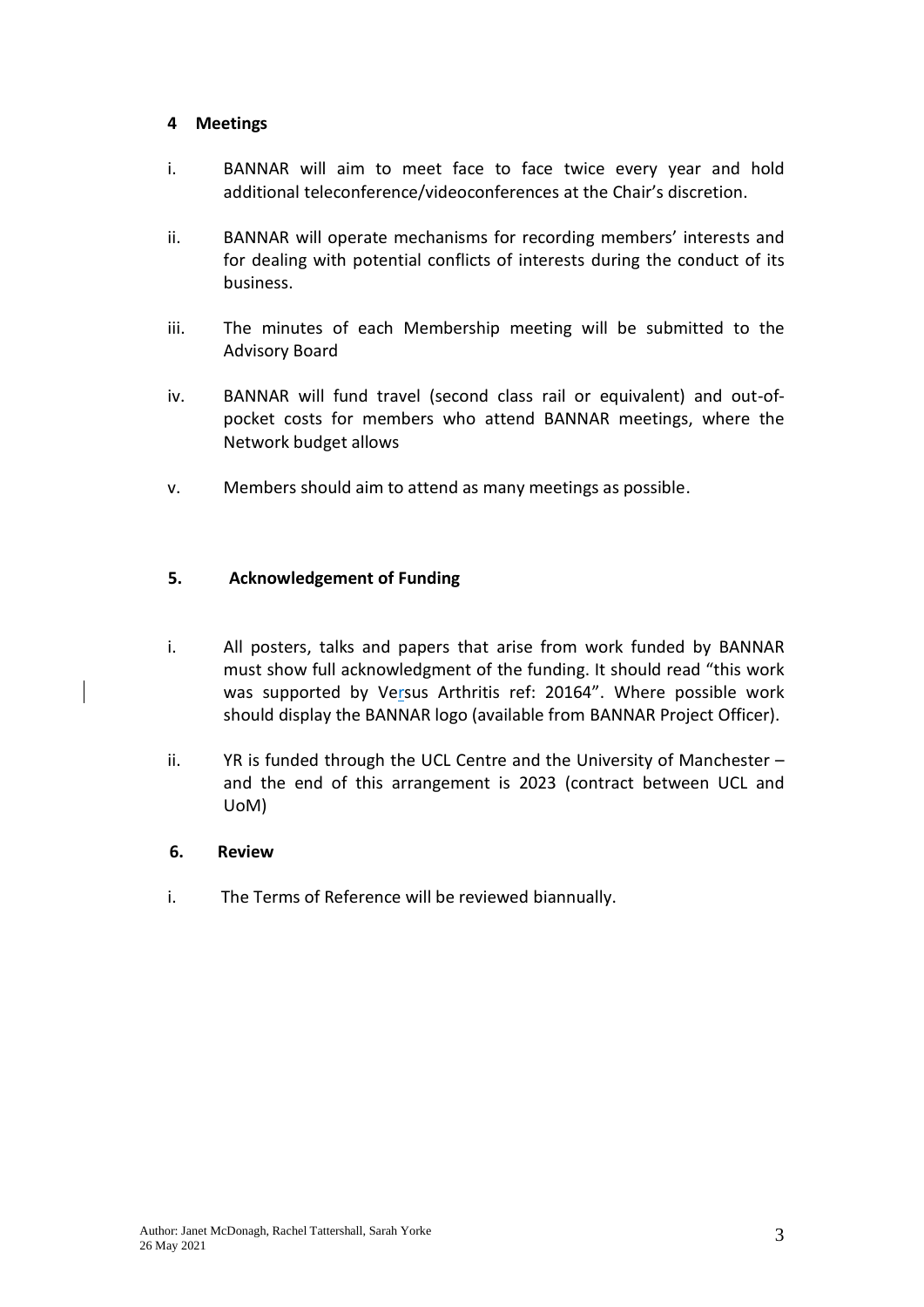## 4 Meetings

i. BANNAR will aim to meet face to face twice every year and hold additional teleconference/videoconferences at the Chair's discretion.

ii. BANNAR will operate mechanisms for recording members' interests and for dealing with potential conflicts of interests during the conduct of its business.

iii. The minutes of each Membership meeting will be submitted to the Advisory Board

iv. BANNAR will fund travel (second class rail or equivalent) and out-of-pocket costs for members who attend BANNAR meetings, where the Network budget allows

v. Members should aim to attend as many meetings as possible.

## 5. Acknowledgement of Funding

i. All posters, talks and papers that arise from work funded by BANNAR must show full acknowledgment of the funding. It should read "this work was supported by Versus Arthritis ref: 20164". Where possible work should display the BANNAR logo (available from BANNAR Project Officer).

ii. YR is funded through the UCL Centre and the University of Manchester – and the end of this arrangement is 2023 (contract between UCL and UoM)

## 6. Review

i. The Terms of Reference will be reviewed biannually.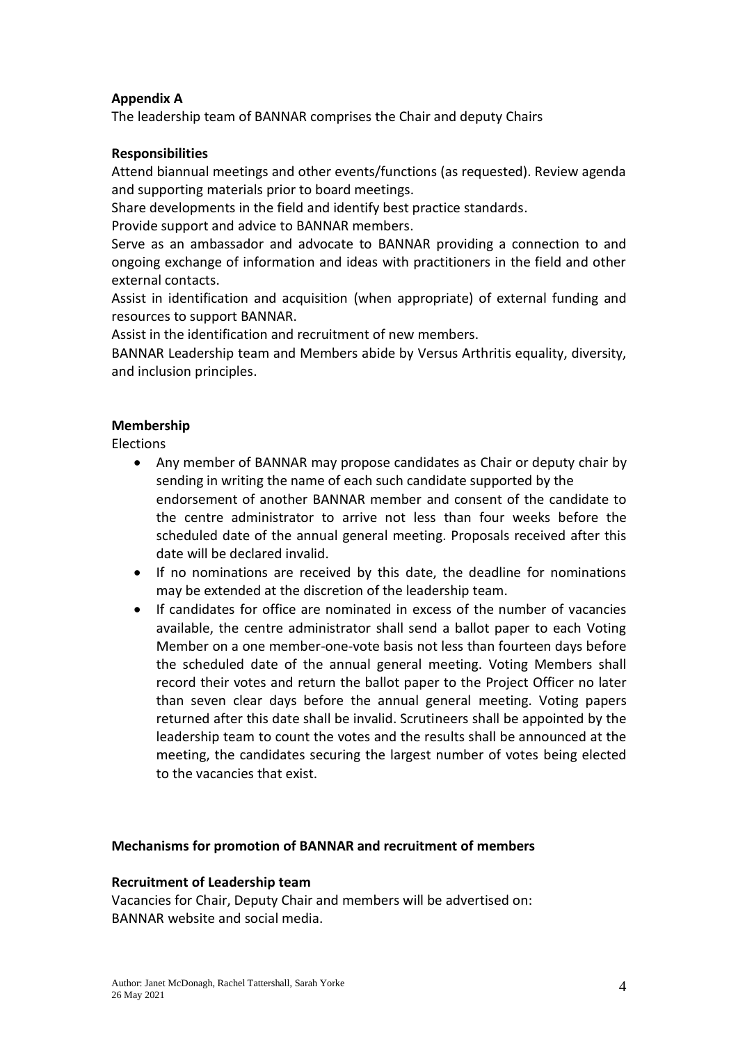**Appendix A**

The leadership team of BANNAR comprises the Chair and deputy Chairs

**Responsibilities**

Attend biannual meetings and other events/functions (as requested). Review agenda and supporting materials prior to board meetings.

Share developments in the field and identify best practice standards.

Provide support and advice to BANNAR members.

Serve as an ambassador and advocate to BANNAR providing a connection to and ongoing exchange of information and ideas with practitioners in the field and other external contacts.

Assist in identification and acquisition (when appropriate) of external funding and resources to support BANNAR.

Assist in the identification and recruitment of new members.

BANNAR Leadership team and Members abide by Versus Arthritis equality, diversity, and inclusion principles.

**Membership**

Elections

- Any member of BANNAR may propose candidates as Chair or deputy chair by sending in writing the name of each such candidate supported by the endorsement of another BANNAR member and consent of the candidate to the centre administrator to arrive not less than four weeks before the scheduled date of the annual general meeting. Proposals received after this date will be declared invalid.
- If no nominations are received by this date, the deadline for nominations may be extended at the discretion of the leadership team.
- If candidates for office are nominated in excess of the number of vacancies available, the centre administrator shall send a ballot paper to each Voting Member on a one member-one-vote basis not less than fourteen days before the scheduled date of the annual general meeting. Voting Members shall record their votes and return the ballot paper to the Project Officer no later than seven clear days before the annual general meeting. Voting papers returned after this date shall be invalid. Scrutineers shall be appointed by the leadership team to count the votes and the results shall be announced at the meeting, the candidates securing the largest number of votes being elected to the vacancies that exist.

**Mechanisms for promotion of BANNAR and recruitment of members**

**Recruitment of Leadership team**

Vacancies for Chair, Deputy Chair and members will be advertised on:
BANNAR website and social media.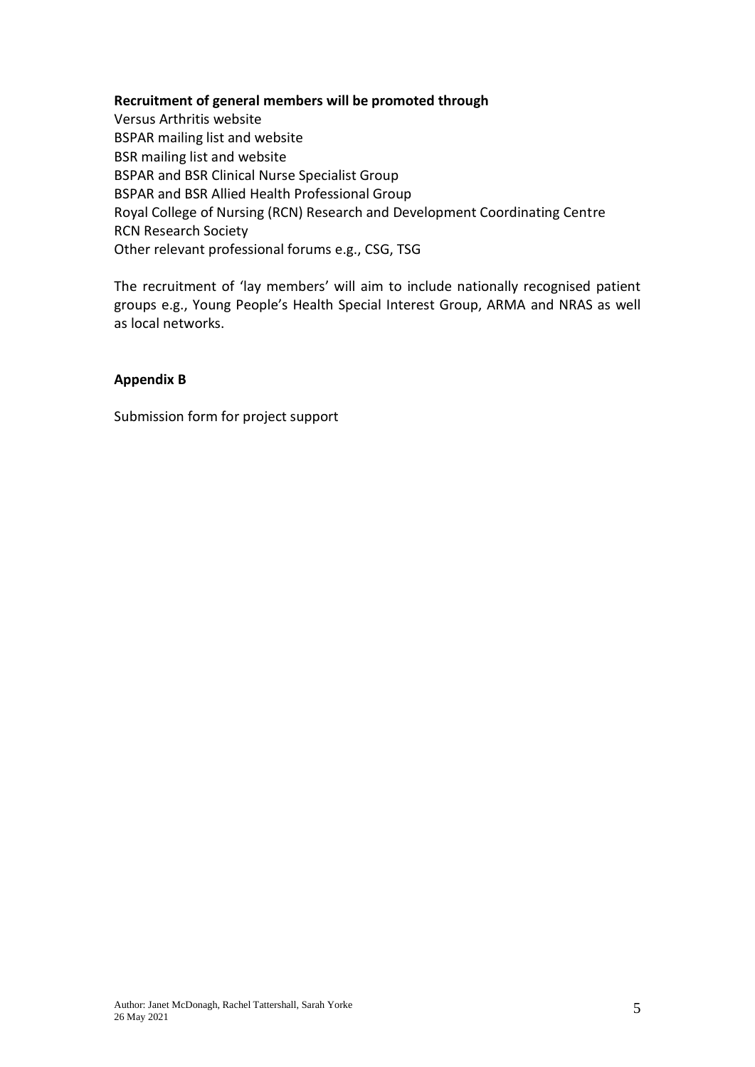**Recruitment of general members will be promoted through**

Versus Arthritis website
BSPAR mailing list and website
BSR mailing list and website
BSPAR and BSR Clinical Nurse Specialist Group
BSPAR and BSR Allied Health Professional Group
Royal College of Nursing (RCN) Research and Development Coordinating Centre
RCN Research Society
Other relevant professional forums e.g., CSG, TSG

The recruitment of 'lay members' will aim to include nationally recognised patient groups e.g., Young People's Health Special Interest Group, ARMA and NRAS as well as local networks.

**Appendix B**

Submission form for project support